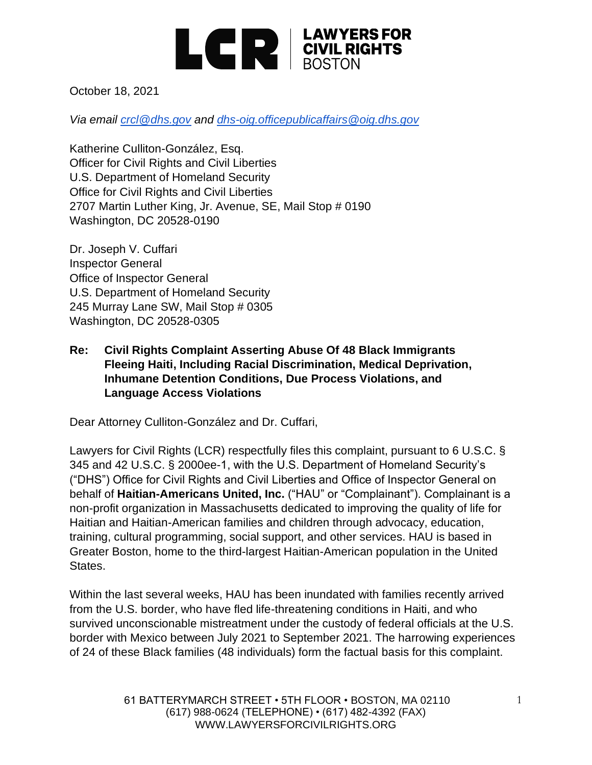LCR | LAWYERS FOR CIVIL RIGHTS BOSTON

October 18, 2021

*Via email crcl@dhs.gov and dhs-oig.officepublicaffairs@oig.dhs.gov*

Katherine Culliton-González, Esq.
Officer for Civil Rights and Civil Liberties
U.S. Department of Homeland Security
Office for Civil Rights and Civil Liberties
2707 Martin Luther King, Jr. Avenue, SE, Mail Stop # 0190
Washington, DC 20528-0190

Dr. Joseph V. Cuffari
Inspector General
Office of Inspector General
U.S. Department of Homeland Security
245 Murray Lane SW, Mail Stop # 0305
Washington, DC 20528-0305

**Re: Civil Rights Complaint Asserting Abuse Of 48 Black Immigrants Fleeing Haiti, Including Racial Discrimination, Medical Deprivation, Inhumane Detention Conditions, Due Process Violations, and Language Access Violations**

Dear Attorney Culliton-González and Dr. Cuffari,

Lawyers for Civil Rights (LCR) respectfully files this complaint, pursuant to 6 U.S.C. § 345 and 42 U.S.C. § 2000ee-1, with the U.S. Department of Homeland Security's ("DHS") Office for Civil Rights and Civil Liberties and Office of Inspector General on behalf of **Haitian-Americans United, Inc.** ("HAU" or "Complainant"). Complainant is a non-profit organization in Massachusetts dedicated to improving the quality of life for Haitian and Haitian-American families and children through advocacy, education, training, cultural programming, social support, and other services. HAU is based in Greater Boston, home to the third-largest Haitian-American population in the United States.

Within the last several weeks, HAU has been inundated with families recently arrived from the U.S. border, who have fled life-threatening conditions in Haiti, and who survived unconscionable mistreatment under the custody of federal officials at the U.S. border with Mexico between July 2021 to September 2021. The harrowing experiences of 24 of these Black families (48 individuals) form the factual basis for this complaint.

61 BATTERYMARCH STREET • 5TH FLOOR • BOSTON, MA 02110
(617) 988-0624 (TELEPHONE) • (617) 482-4392 (FAX)
WWW.LAWYERSFORCIVILRIGHTS.ORG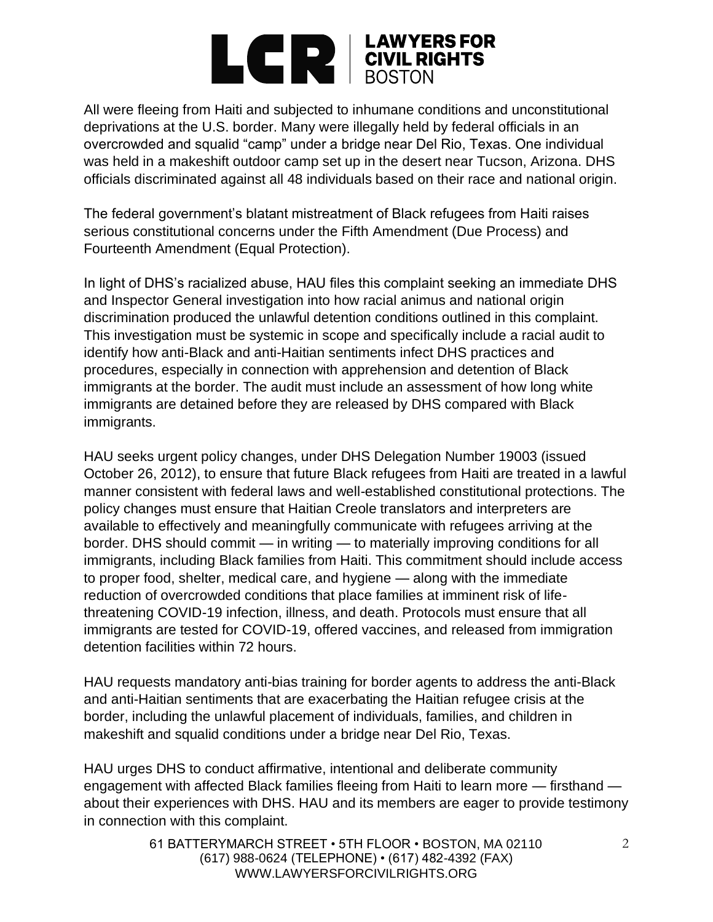All were fleeing from Haiti and subjected to inhumane conditions and unconstitutional deprivations at the U.S. border. Many were illegally held by federal officials in an overcrowded and squalid "camp" under a bridge near Del Rio, Texas. One individual was held in a makeshift outdoor camp set up in the desert near Tucson, Arizona. DHS officials discriminated against all 48 individuals based on their race and national origin.

The federal government's blatant mistreatment of Black refugees from Haiti raises serious constitutional concerns under the Fifth Amendment (Due Process) and Fourteenth Amendment (Equal Protection).

In light of DHS's racialized abuse, HAU files this complaint seeking an immediate DHS and Inspector General investigation into how racial animus and national origin discrimination produced the unlawful detention conditions outlined in this complaint. This investigation must be systemic in scope and specifically include a racial audit to identify how anti-Black and anti-Haitian sentiments infect DHS practices and procedures, especially in connection with apprehension and detention of Black immigrants at the border. The audit must include an assessment of how long white immigrants are detained before they are released by DHS compared with Black immigrants.

HAU seeks urgent policy changes, under DHS Delegation Number 19003 (issued October 26, 2012), to ensure that future Black refugees from Haiti are treated in a lawful manner consistent with federal laws and well-established constitutional protections. The policy changes must ensure that Haitian Creole translators and interpreters are available to effectively and meaningfully communicate with refugees arriving at the border. DHS should commit — in writing — to materially improving conditions for all immigrants, including Black families from Haiti. This commitment should include access to proper food, shelter, medical care, and hygiene — along with the immediate reduction of overcrowded conditions that place families at imminent risk of life-threatening COVID-19 infection, illness, and death. Protocols must ensure that all immigrants are tested for COVID-19, offered vaccines, and released from immigration detention facilities within 72 hours.

HAU requests mandatory anti-bias training for border agents to address the anti-Black and anti-Haitian sentiments that are exacerbating the Haitian refugee crisis at the border, including the unlawful placement of individuals, families, and children in makeshift and squalid conditions under a bridge near Del Rio, Texas.

HAU urges DHS to conduct affirmative, intentional and deliberate community engagement with affected Black families fleeing from Haiti to learn more — firsthand — about their experiences with DHS. HAU and its members are eager to provide testimony in connection with this complaint.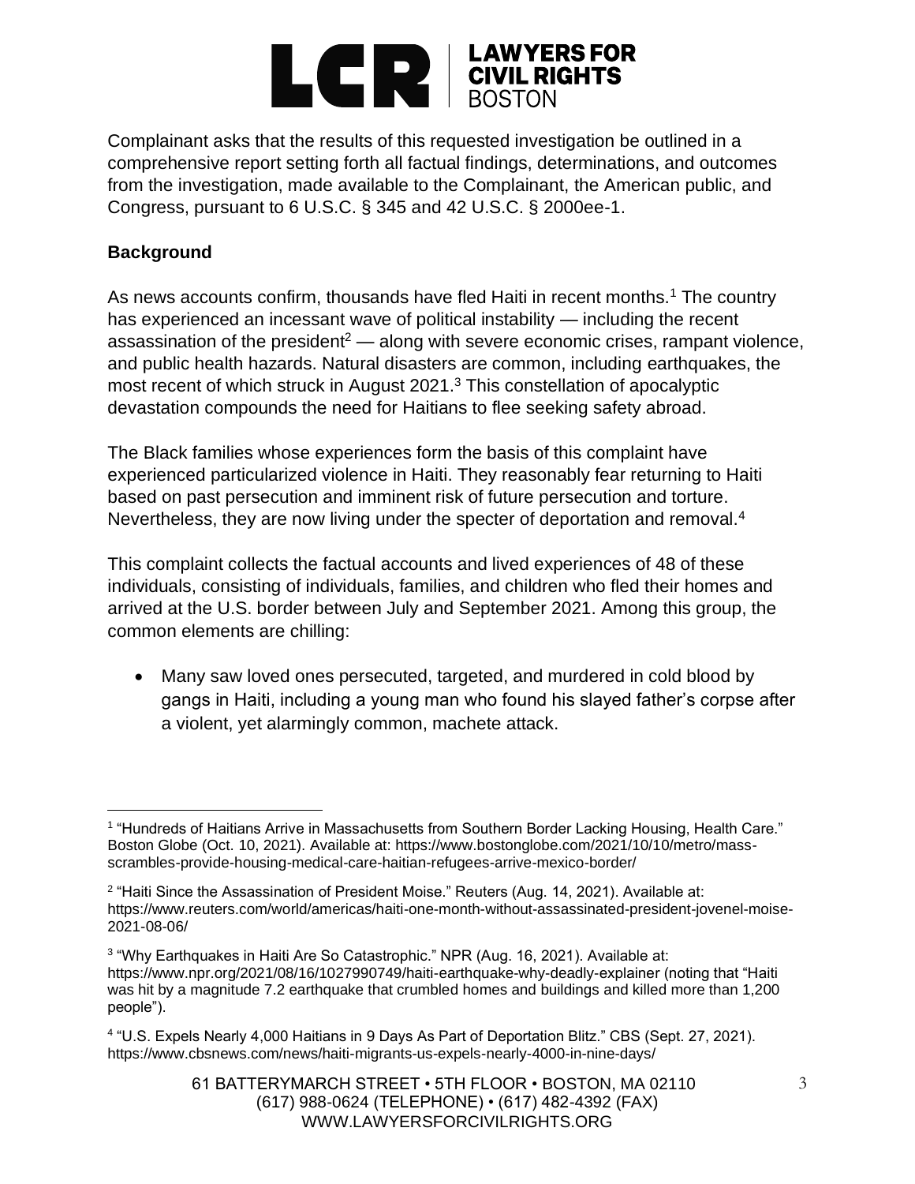Complainant asks that the results of this requested investigation be outlined in a comprehensive report setting forth all factual findings, determinations, and outcomes from the investigation, made available to the Complainant, the American public, and Congress, pursuant to 6 U.S.C. § 345 and 42 U.S.C. § 2000ee-1.

**Background**

As news accounts confirm, thousands have fled Haiti in recent months.[1] The country has experienced an incessant wave of political instability — including the recent assassination of the president[2] — along with severe economic crises, rampant violence, and public health hazards. Natural disasters are common, including earthquakes, the most recent of which struck in August 2021.[3] This constellation of apocalyptic devastation compounds the need for Haitians to flee seeking safety abroad.

The Black families whose experiences form the basis of this complaint have experienced particularized violence in Haiti. They reasonably fear returning to Haiti based on past persecution and imminent risk of future persecution and torture. Nevertheless, they are now living under the specter of deportation and removal.[4]

This complaint collects the factual accounts and lived experiences of 48 of these individuals, consisting of individuals, families, and children who fled their homes and arrived at the U.S. border between July and September 2021. Among this group, the common elements are chilling:

- Many saw loved ones persecuted, targeted, and murdered in cold blood by gangs in Haiti, including a young man who found his slayed father's corpse after a violent, yet alarmingly common, machete attack.

---

[1] "Hundreds of Haitians Arrive in Massachusetts from Southern Border Lacking Housing, Health Care." Boston Globe (Oct. 10, 2021). Available at: https://www.bostonglobe.com/2021/10/10/metro/mass-scrambles-provide-housing-medical-care-haitian-refugees-arrive-mexico-border/

[2] "Haiti Since the Assassination of President Moise." Reuters (Aug. 14, 2021). Available at: https://www.reuters.com/world/americas/haiti-one-month-without-assassinated-president-jovenel-moise-2021-08-06/

[3] "Why Earthquakes in Haiti Are So Catastrophic." NPR (Aug. 16, 2021). Available at: https://www.npr.org/2021/08/16/1027990749/haiti-earthquake-why-deadly-explainer (noting that "Haiti was hit by a magnitude 7.2 earthquake that crumbled homes and buildings and killed more than 1,200 people").

[4] "U.S. Expels Nearly 4,000 Haitians in 9 Days As Part of Deportation Blitz." CBS (Sept. 27, 2021). https://www.cbsnews.com/news/haiti-migrants-us-expels-nearly-4000-in-nine-days/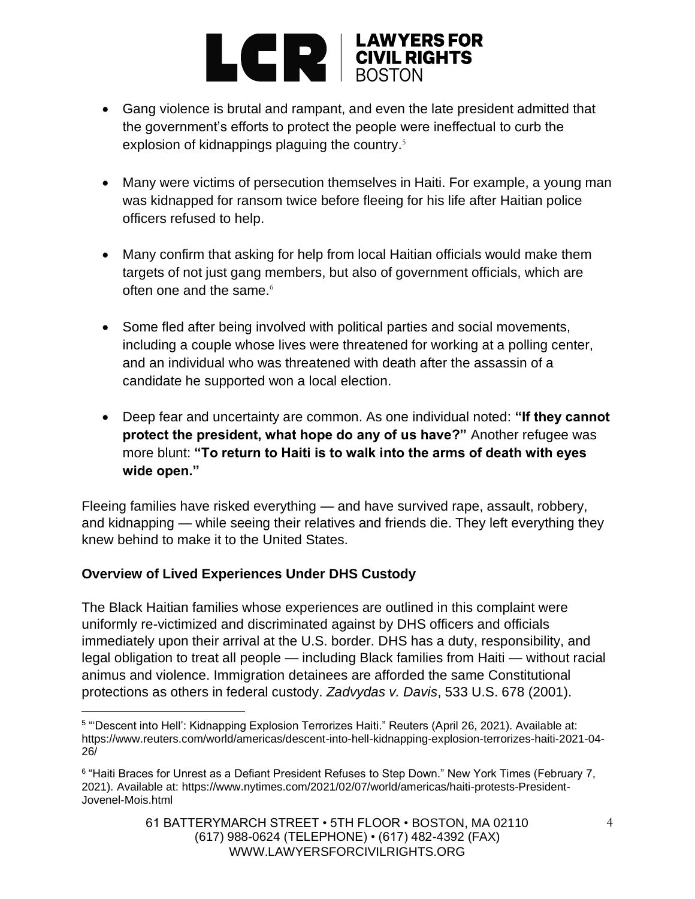- Gang violence is brutal and rampant, and even the late president admitted that the government's efforts to protect the people were ineffectual to curb the explosion of kidnappings plaguing the country.[5]

- Many were victims of persecution themselves in Haiti. For example, a young man was kidnapped for ransom twice before fleeing for his life after Haitian police officers refused to help.

- Many confirm that asking for help from local Haitian officials would make them targets of not just gang members, but also of government officials, which are often one and the same.[6]

- Some fled after being involved with political parties and social movements, including a couple whose lives were threatened for working at a polling center, and an individual who was threatened with death after the assassin of a candidate he supported won a local election.

- Deep fear and uncertainty are common. As one individual noted: **"If they cannot protect the president, what hope do any of us have?"** Another refugee was more blunt: **"To return to Haiti is to walk into the arms of death with eyes wide open."**

Fleeing families have risked everything — and have survived rape, assault, robbery, and kidnapping — while seeing their relatives and friends die. They left everything they knew behind to make it to the United States.

**Overview of Lived Experiences Under DHS Custody**

The Black Haitian families whose experiences are outlined in this complaint were uniformly re-victimized and discriminated against by DHS officers and officials immediately upon their arrival at the U.S. border. DHS has a duty, responsibility, and legal obligation to treat all people — including Black families from Haiti — without racial animus and violence. Immigration detainees are afforded the same Constitutional protections as others in federal custody. *Zadvydas v. Davis*, 533 U.S. 678 (2001).

---

[5] "'Descent into Hell': Kidnapping Explosion Terrorizes Haiti." Reuters (April 26, 2021). Available at: https://www.reuters.com/world/americas/descent-into-hell-kidnapping-explosion-terrorizes-haiti-2021-04-26/

[6] "Haiti Braces for Unrest as a Defiant President Refuses to Step Down." New York Times (February 7, 2021). Available at: https://www.nytimes.com/2021/02/07/world/americas/haiti-protests-President-Jovenel-Mois.html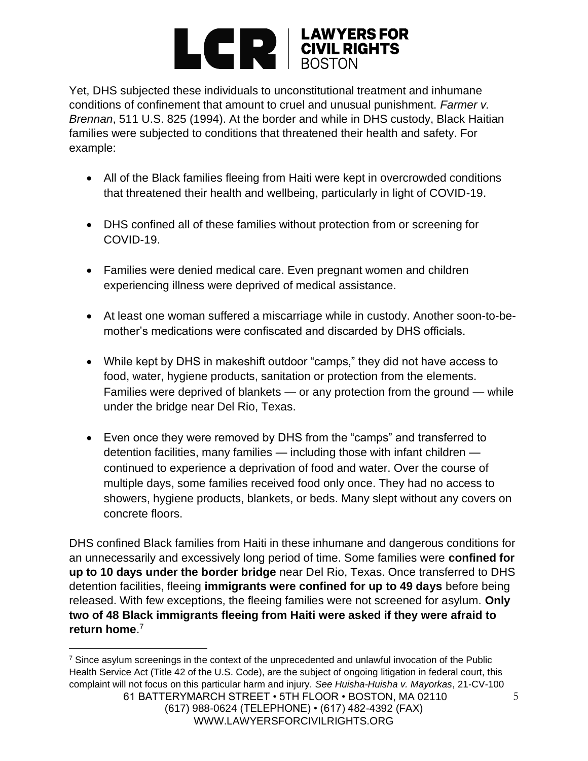Yet, DHS subjected these individuals to unconstitutional treatment and inhumane conditions of confinement that amount to cruel and unusual punishment. *Farmer v. Brennan*, 511 U.S. 825 (1994). At the border and while in DHS custody, Black Haitian families were subjected to conditions that threatened their health and safety. For example:

- All of the Black families fleeing from Haiti were kept in overcrowded conditions that threatened their health and wellbeing, particularly in light of COVID-19.
- DHS confined all of these families without protection from or screening for COVID-19.
- Families were denied medical care. Even pregnant women and children experiencing illness were deprived of medical assistance.
- At least one woman suffered a miscarriage while in custody. Another soon-to-be-mother's medications were confiscated and discarded by DHS officials.
- While kept by DHS in makeshift outdoor "camps," they did not have access to food, water, hygiene products, sanitation or protection from the elements. Families were deprived of blankets — or any protection from the ground — while under the bridge near Del Rio, Texas.
- Even once they were removed by DHS from the "camps" and transferred to detention facilities, many families — including those with infant children — continued to experience a deprivation of food and water. Over the course of multiple days, some families received food only once. They had no access to showers, hygiene products, blankets, or beds. Many slept without any covers on concrete floors.

DHS confined Black families from Haiti in these inhumane and dangerous conditions for an unnecessarily and excessively long period of time. Some families were **confined for up to 10 days under the border bridge** near Del Rio, Texas. Once transferred to DHS detention facilities, fleeing **immigrants were confined for up to 49 days** before being released. With few exceptions, the fleeing families were not screened for asylum. **Only two of 48 Black immigrants fleeing from Haiti were asked if they were afraid to return home**.[7]

[7] Since asylum screenings in the context of the unprecedented and unlawful invocation of the Public Health Service Act (Title 42 of the U.S. Code), are the subject of ongoing litigation in federal court, this complaint will not focus on this particular harm and injury. *See Huisha-Huisha v. Mayorkas*, 21-CV-100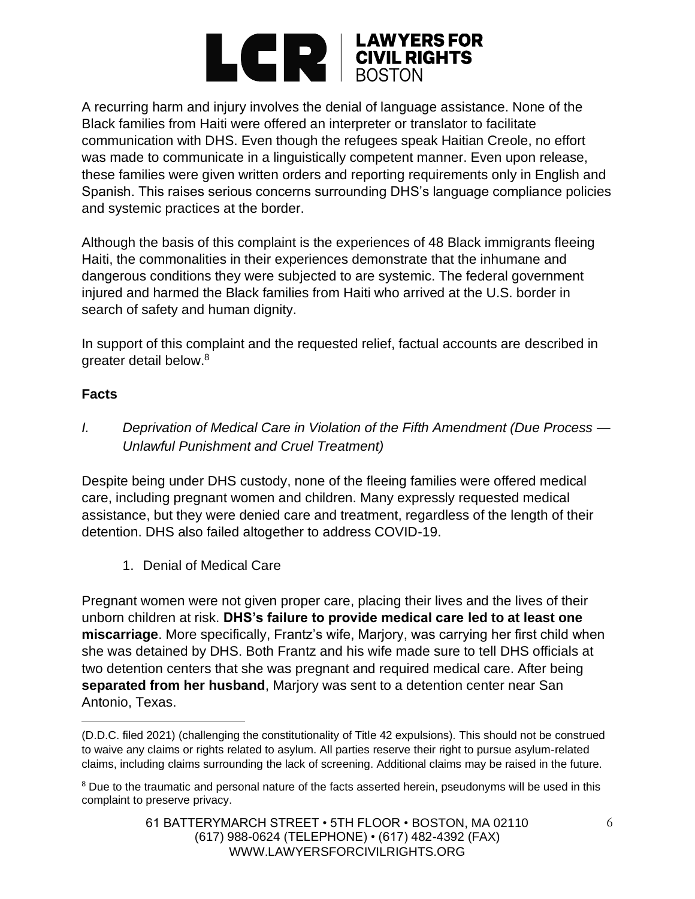A recurring harm and injury involves the denial of language assistance. None of the Black families from Haiti were offered an interpreter or translator to facilitate communication with DHS. Even though the refugees speak Haitian Creole, no effort was made to communicate in a linguistically competent manner. Even upon release, these families were given written orders and reporting requirements only in English and Spanish. This raises serious concerns surrounding DHS's language compliance policies and systemic practices at the border.

Although the basis of this complaint is the experiences of 48 Black immigrants fleeing Haiti, the commonalities in their experiences demonstrate that the inhumane and dangerous conditions they were subjected to are systemic. The federal government injured and harmed the Black families from Haiti who arrived at the U.S. border in search of safety and human dignity.

In support of this complaint and the requested relief, factual accounts are described in greater detail below.[8]

## Facts

### *I. Deprivation of Medical Care in Violation of the Fifth Amendment (Due Process — Unlawful Punishment and Cruel Treatment)*

Despite being under DHS custody, none of the fleeing families were offered medical care, including pregnant women and children. Many expressly requested medical assistance, but they were denied care and treatment, regardless of the length of their detention. DHS also failed altogether to address COVID-19.

1. Denial of Medical Care

Pregnant women were not given proper care, placing their lives and the lives of their unborn children at risk. **DHS's failure to provide medical care led to at least one miscarriage**. More specifically, Frantz's wife, Marjory, was carrying her first child when she was detained by DHS. Both Frantz and his wife made sure to tell DHS officials at two detention centers that she was pregnant and required medical care. After being **separated from her husband**, Marjory was sent to a detention center near San Antonio, Texas.

---

(D.D.C. filed 2021) (challenging the constitutionality of Title 42 expulsions). This should not be construed to waive any claims or rights related to asylum. All parties reserve their right to pursue asylum-related claims, including claims surrounding the lack of screening. Additional claims may be raised in the future.

[8] Due to the traumatic and personal nature of the facts asserted herein, pseudonyms will be used in this complaint to preserve privacy.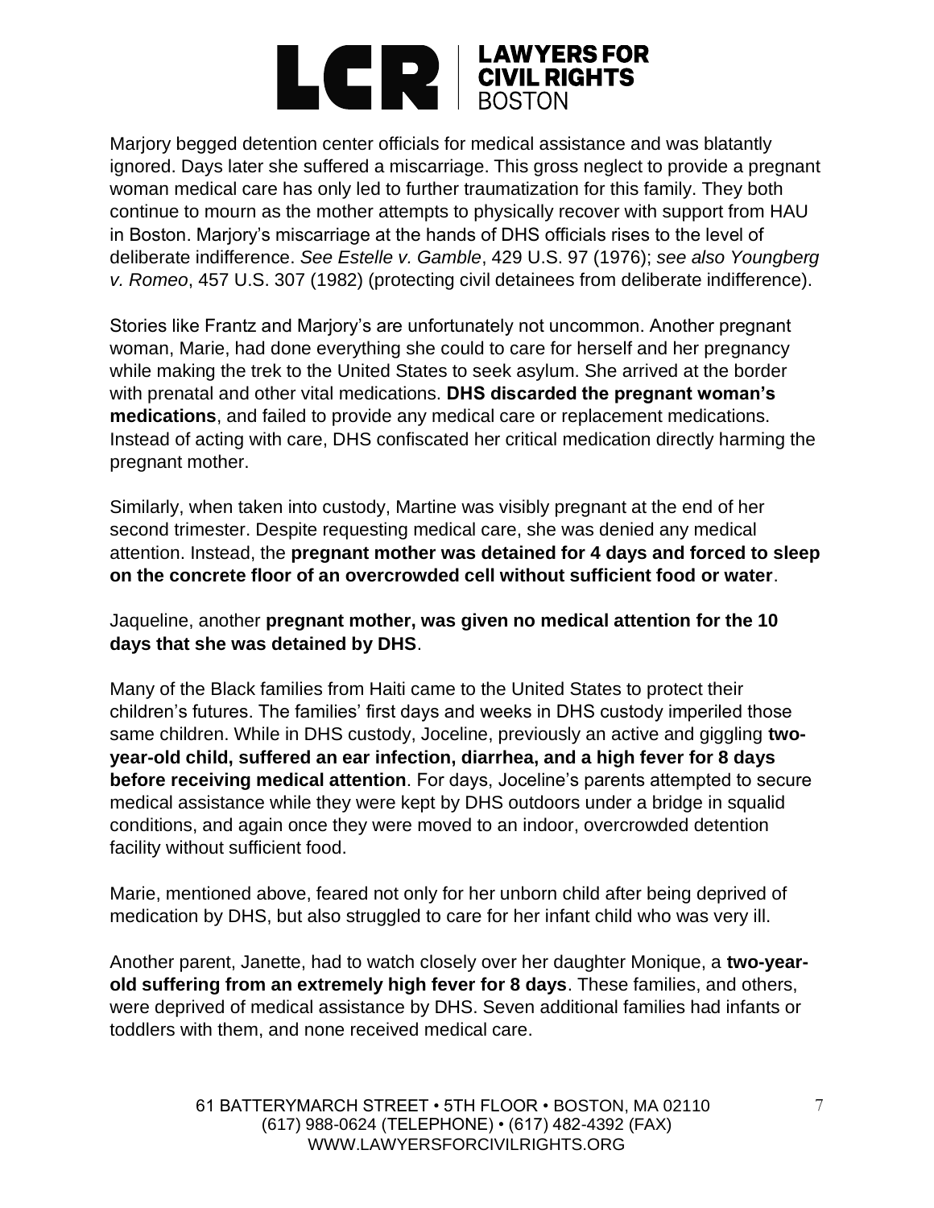Marjory begged detention center officials for medical assistance and was blatantly ignored. Days later she suffered a miscarriage. This gross neglect to provide a pregnant woman medical care has only led to further traumatization for this family. They both continue to mourn as the mother attempts to physically recover with support from HAU in Boston. Marjory's miscarriage at the hands of DHS officials rises to the level of deliberate indifference. *See Estelle v. Gamble*, 429 U.S. 97 (1976); *see also Youngberg v. Romeo*, 457 U.S. 307 (1982) (protecting civil detainees from deliberate indifference).

Stories like Frantz and Marjory's are unfortunately not uncommon. Another pregnant woman, Marie, had done everything she could to care for herself and her pregnancy while making the trek to the United States to seek asylum. She arrived at the border with prenatal and other vital medications. **DHS discarded the pregnant woman's medications**, and failed to provide any medical care or replacement medications. Instead of acting with care, DHS confiscated her critical medication directly harming the pregnant mother.

Similarly, when taken into custody, Martine was visibly pregnant at the end of her second trimester. Despite requesting medical care, she was denied any medical attention. Instead, the **pregnant mother was detained for 4 days and forced to sleep on the concrete floor of an overcrowded cell without sufficient food or water**.

Jaqueline, another **pregnant mother, was given no medical attention for the 10 days that she was detained by DHS**.

Many of the Black families from Haiti came to the United States to protect their children's futures. The families' first days and weeks in DHS custody imperiled those same children. While in DHS custody, Joceline, previously an active and giggling **two-year-old child, suffered an ear infection, diarrhea, and a high fever for 8 days before receiving medical attention**. For days, Joceline's parents attempted to secure medical assistance while they were kept by DHS outdoors under a bridge in squalid conditions, and again once they were moved to an indoor, overcrowded detention facility without sufficient food.

Marie, mentioned above, feared not only for her unborn child after being deprived of medication by DHS, but also struggled to care for her infant child who was very ill.

Another parent, Janette, had to watch closely over her daughter Monique, a **two-year-old suffering from an extremely high fever for 8 days**. These families, and others, were deprived of medical assistance by DHS. Seven additional families had infants or toddlers with them, and none received medical care.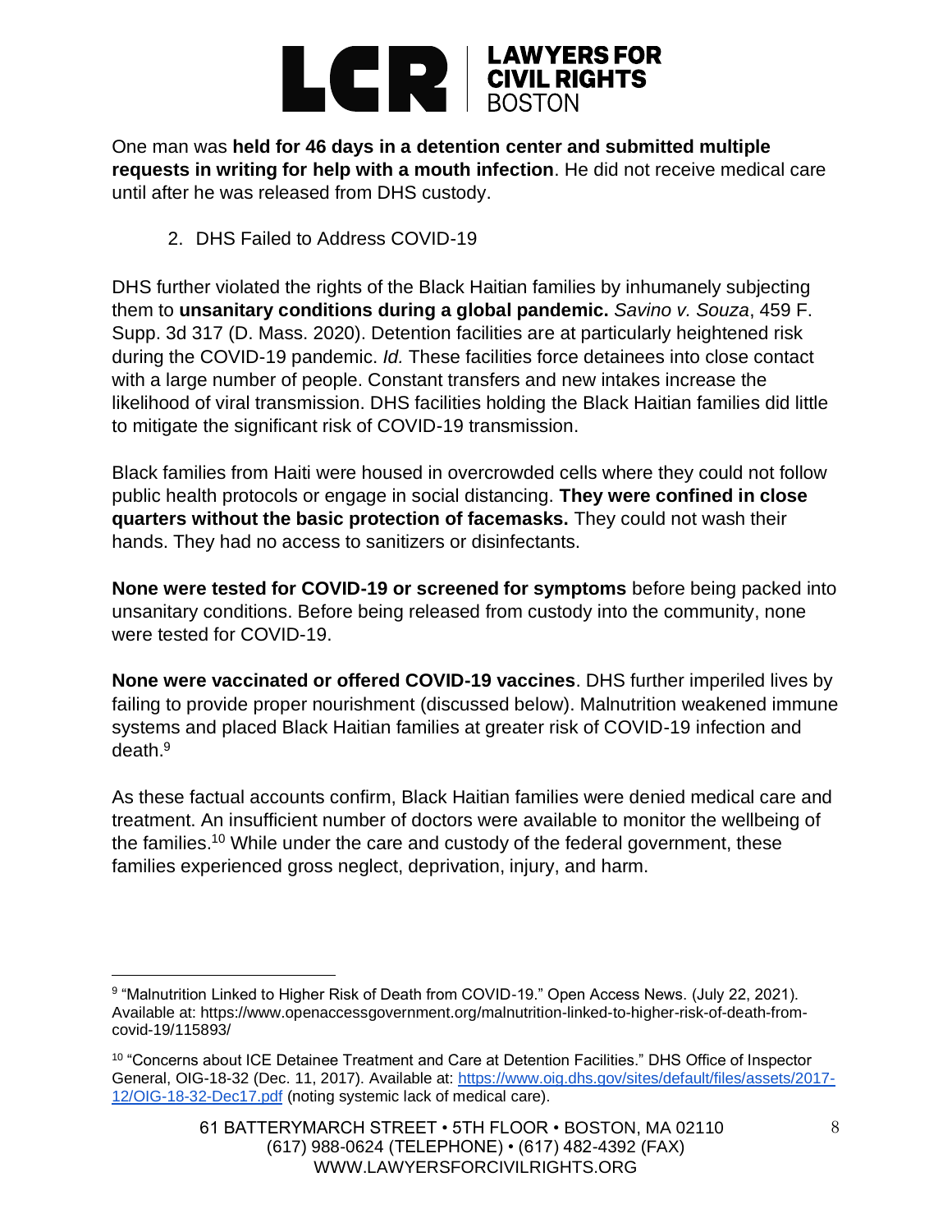One man was **held for 46 days in a detention center and submitted multiple requests in writing for help with a mouth infection**. He did not receive medical care until after he was released from DHS custody.

2. DHS Failed to Address COVID-19

DHS further violated the rights of the Black Haitian families by inhumanely subjecting them to **unsanitary conditions during a global pandemic.** *Savino v. Souza*, 459 F. Supp. 3d 317 (D. Mass. 2020). Detention facilities are at particularly heightened risk during the COVID-19 pandemic. *Id.* These facilities force detainees into close contact with a large number of people. Constant transfers and new intakes increase the likelihood of viral transmission. DHS facilities holding the Black Haitian families did little to mitigate the significant risk of COVID-19 transmission.

Black families from Haiti were housed in overcrowded cells where they could not follow public health protocols or engage in social distancing. **They were confined in close quarters without the basic protection of facemasks.** They could not wash their hands. They had no access to sanitizers or disinfectants.

**None were tested for COVID-19 or screened for symptoms** before being packed into unsanitary conditions. Before being released from custody into the community, none were tested for COVID-19.

**None were vaccinated or offered COVID-19 vaccines**. DHS further imperiled lives by failing to provide proper nourishment (discussed below). Malnutrition weakened immune systems and placed Black Haitian families at greater risk of COVID-19 infection and death.[9]

As these factual accounts confirm, Black Haitian families were denied medical care and treatment. An insufficient number of doctors were available to monitor the wellbeing of the families.[10] While under the care and custody of the federal government, these families experienced gross neglect, deprivation, injury, and harm.

---

[9] "Malnutrition Linked to Higher Risk of Death from COVID-19." Open Access News. (July 22, 2021). Available at: https://www.openaccessgovernment.org/malnutrition-linked-to-higher-risk-of-death-from-covid-19/115893/

[10] "Concerns about ICE Detainee Treatment and Care at Detention Facilities." DHS Office of Inspector General, OIG-18-32 (Dec. 11, 2017). Available at: https://www.oig.dhs.gov/sites/default/files/assets/2017-12/OIG-18-32-Dec17.pdf (noting systemic lack of medical care).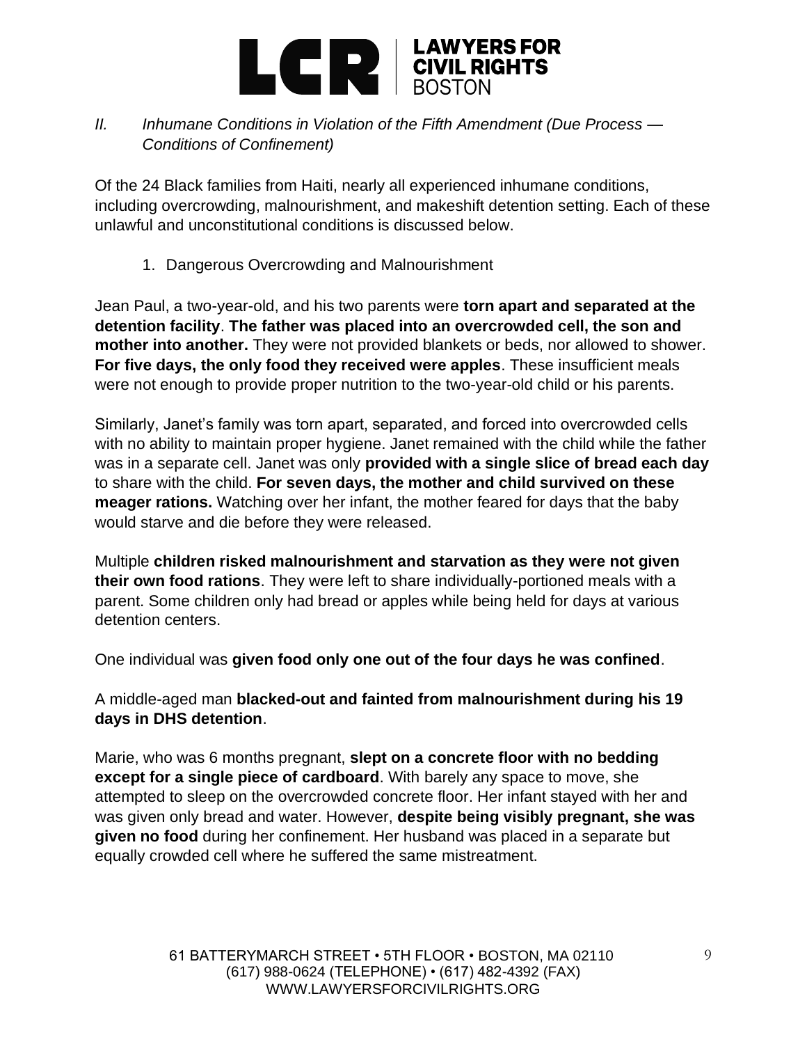*II. Inhumane Conditions in Violation of the Fifth Amendment (Due Process — Conditions of Confinement)*

Of the 24 Black families from Haiti, nearly all experienced inhumane conditions, including overcrowding, malnourishment, and makeshift detention setting. Each of these unlawful and unconstitutional conditions is discussed below.

1. Dangerous Overcrowding and Malnourishment

Jean Paul, a two-year-old, and his two parents were **torn apart and separated at the detention facility**. **The father was placed into an overcrowded cell, the son and mother into another.** They were not provided blankets or beds, nor allowed to shower. **For five days, the only food they received were apples**. These insufficient meals were not enough to provide proper nutrition to the two-year-old child or his parents.

Similarly, Janet's family was torn apart, separated, and forced into overcrowded cells with no ability to maintain proper hygiene. Janet remained with the child while the father was in a separate cell. Janet was only **provided with a single slice of bread each day** to share with the child. **For seven days, the mother and child survived on these meager rations.** Watching over her infant, the mother feared for days that the baby would starve and die before they were released.

Multiple **children risked malnourishment and starvation as they were not given their own food rations**. They were left to share individually-portioned meals with a parent. Some children only had bread or apples while being held for days at various detention centers.

One individual was **given food only one out of the four days he was confined**.

A middle-aged man **blacked-out and fainted from malnourishment during his 19 days in DHS detention**.

Marie, who was 6 months pregnant, **slept on a concrete floor with no bedding except for a single piece of cardboard**. With barely any space to move, she attempted to sleep on the overcrowded concrete floor. Her infant stayed with her and was given only bread and water. However, **despite being visibly pregnant, she was given no food** during her confinement. Her husband was placed in a separate but equally crowded cell where he suffered the same mistreatment.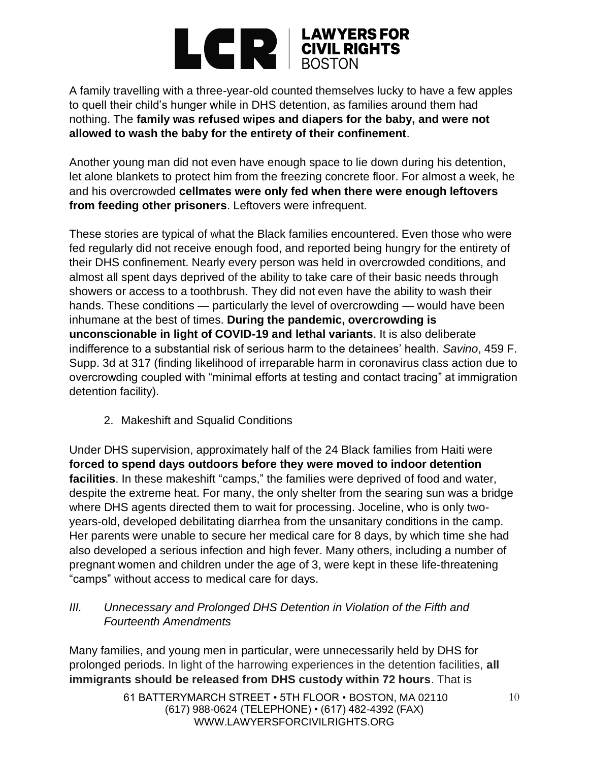A family travelling with a three-year-old counted themselves lucky to have a few apples to quell their child's hunger while in DHS detention, as families around them had nothing. The **family was refused wipes and diapers for the baby, and were not allowed to wash the baby for the entirety of their confinement**.

Another young man did not even have enough space to lie down during his detention, let alone blankets to protect him from the freezing concrete floor. For almost a week, he and his overcrowded **cellmates were only fed when there were enough leftovers from feeding other prisoners**. Leftovers were infrequent.

These stories are typical of what the Black families encountered. Even those who were fed regularly did not receive enough food, and reported being hungry for the entirety of their DHS confinement. Nearly every person was held in overcrowded conditions, and almost all spent days deprived of the ability to take care of their basic needs through showers or access to a toothbrush. They did not even have the ability to wash their hands. These conditions — particularly the level of overcrowding — would have been inhumane at the best of times. **During the pandemic, overcrowding is unconscionable in light of COVID-19 and lethal variants**. It is also deliberate indifference to a substantial risk of serious harm to the detainees' health. *Savino*, 459 F. Supp. 3d at 317 (finding likelihood of irreparable harm in coronavirus class action due to overcrowding coupled with "minimal efforts at testing and contact tracing" at immigration detention facility).

2. Makeshift and Squalid Conditions

Under DHS supervision, approximately half of the 24 Black families from Haiti were **forced to spend days outdoors before they were moved to indoor detention facilities**. In these makeshift "camps," the families were deprived of food and water, despite the extreme heat. For many, the only shelter from the searing sun was a bridge where DHS agents directed them to wait for processing. Joceline, who is only two-years-old, developed debilitating diarrhea from the unsanitary conditions in the camp. Her parents were unable to secure her medical care for 8 days, by which time she had also developed a serious infection and high fever. Many others, including a number of pregnant women and children under the age of 3, were kept in these life-threatening "camps" without access to medical care for days.

*III. Unnecessary and Prolonged DHS Detention in Violation of the Fifth and Fourteenth Amendments*

Many families, and young men in particular, were unnecessarily held by DHS for prolonged periods. In light of the harrowing experiences in the detention facilities, **all immigrants should be released from DHS custody within 72 hours**. That is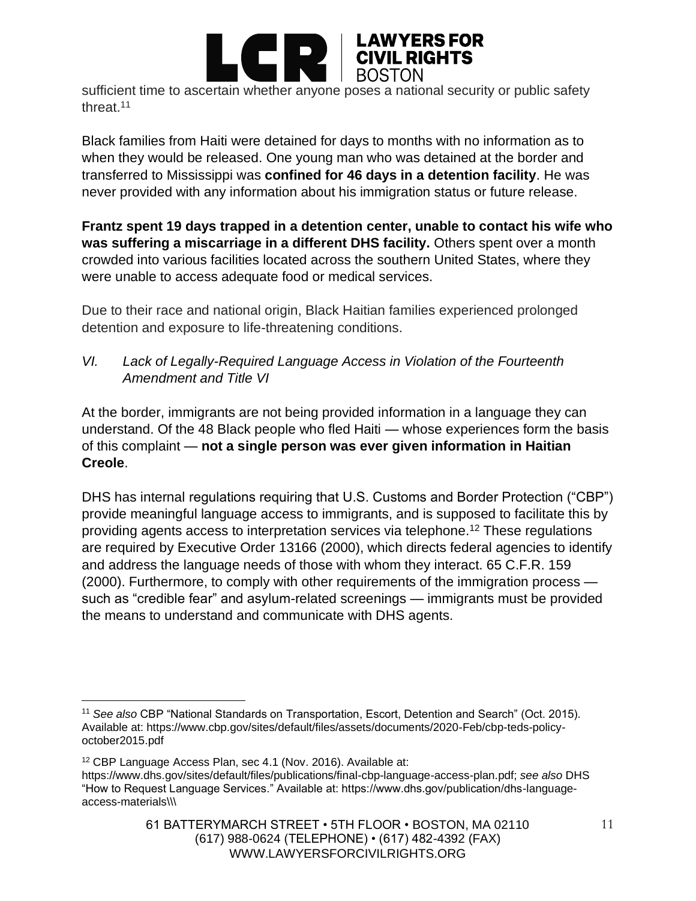sufficient time to ascertain whether anyone poses a national security or public safety threat.[11]

Black families from Haiti were detained for days to months with no information as to when they would be released. One young man who was detained at the border and transferred to Mississippi was **confined for 46 days in a detention facility**. He was never provided with any information about his immigration status or future release.

**Frantz spent 19 days trapped in a detention center, unable to contact his wife who was suffering a miscarriage in a different DHS facility.** Others spent over a month crowded into various facilities located across the southern United States, where they were unable to access adequate food or medical services.

Due to their race and national origin, Black Haitian families experienced prolonged detention and exposure to life-threatening conditions.

### *VI. Lack of Legally-Required Language Access in Violation of the Fourteenth Amendment and Title VI*

At the border, immigrants are not being provided information in a language they can understand. Of the 48 Black people who fled Haiti — whose experiences form the basis of this complaint — **not a single person was ever given information in Haitian Creole**.

DHS has internal regulations requiring that U.S. Customs and Border Protection ("CBP") provide meaningful language access to immigrants, and is supposed to facilitate this by providing agents access to interpretation services via telephone.[12] These regulations are required by Executive Order 13166 (2000), which directs federal agencies to identify and address the language needs of those with whom they interact. 65 C.F.R. 159 (2000). Furthermore, to comply with other requirements of the immigration process — such as "credible fear" and asylum-related screenings — immigrants must be provided the means to understand and communicate with DHS agents.

---

[11] *See also* CBP "National Standards on Transportation, Escort, Detention and Search" (Oct. 2015). Available at: https://www.cbp.gov/sites/default/files/assets/documents/2020-Feb/cbp-teds-policy-october2015.pdf

[12] CBP Language Access Plan, sec 4.1 (Nov. 2016). Available at: https://www.dhs.gov/sites/default/files/publications/final-cbp-language-access-plan.pdf; *see also* DHS "How to Request Language Services." Available at: https://www.dhs.gov/publication/dhs-language-access-materials\\\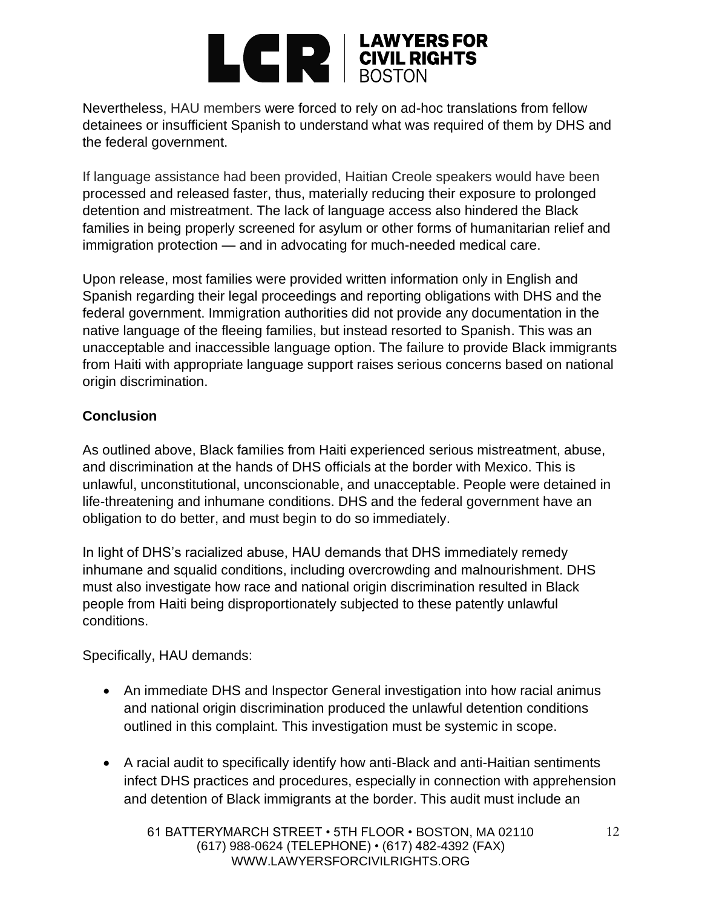Nevertheless, HAU members were forced to rely on ad-hoc translations from fellow detainees or insufficient Spanish to understand what was required of them by DHS and the federal government.

If language assistance had been provided, Haitian Creole speakers would have been processed and released faster, thus, materially reducing their exposure to prolonged detention and mistreatment. The lack of language access also hindered the Black families in being properly screened for asylum or other forms of humanitarian relief and immigration protection — and in advocating for much-needed medical care.

Upon release, most families were provided written information only in English and Spanish regarding their legal proceedings and reporting obligations with DHS and the federal government. Immigration authorities did not provide any documentation in the native language of the fleeing families, but instead resorted to Spanish. This was an unacceptable and inaccessible language option. The failure to provide Black immigrants from Haiti with appropriate language support raises serious concerns based on national origin discrimination.

**Conclusion**

As outlined above, Black families from Haiti experienced serious mistreatment, abuse, and discrimination at the hands of DHS officials at the border with Mexico. This is unlawful, unconstitutional, unconscionable, and unacceptable. People were detained in life-threatening and inhumane conditions. DHS and the federal government have an obligation to do better, and must begin to do so immediately.

In light of DHS's racialized abuse, HAU demands that DHS immediately remedy inhumane and squalid conditions, including overcrowding and malnourishment. DHS must also investigate how race and national origin discrimination resulted in Black people from Haiti being disproportionately subjected to these patently unlawful conditions.

Specifically, HAU demands:

- An immediate DHS and Inspector General investigation into how racial animus and national origin discrimination produced the unlawful detention conditions outlined in this complaint. This investigation must be systemic in scope.
- A racial audit to specifically identify how anti-Black and anti-Haitian sentiments infect DHS practices and procedures, especially in connection with apprehension and detention of Black immigrants at the border. This audit must include an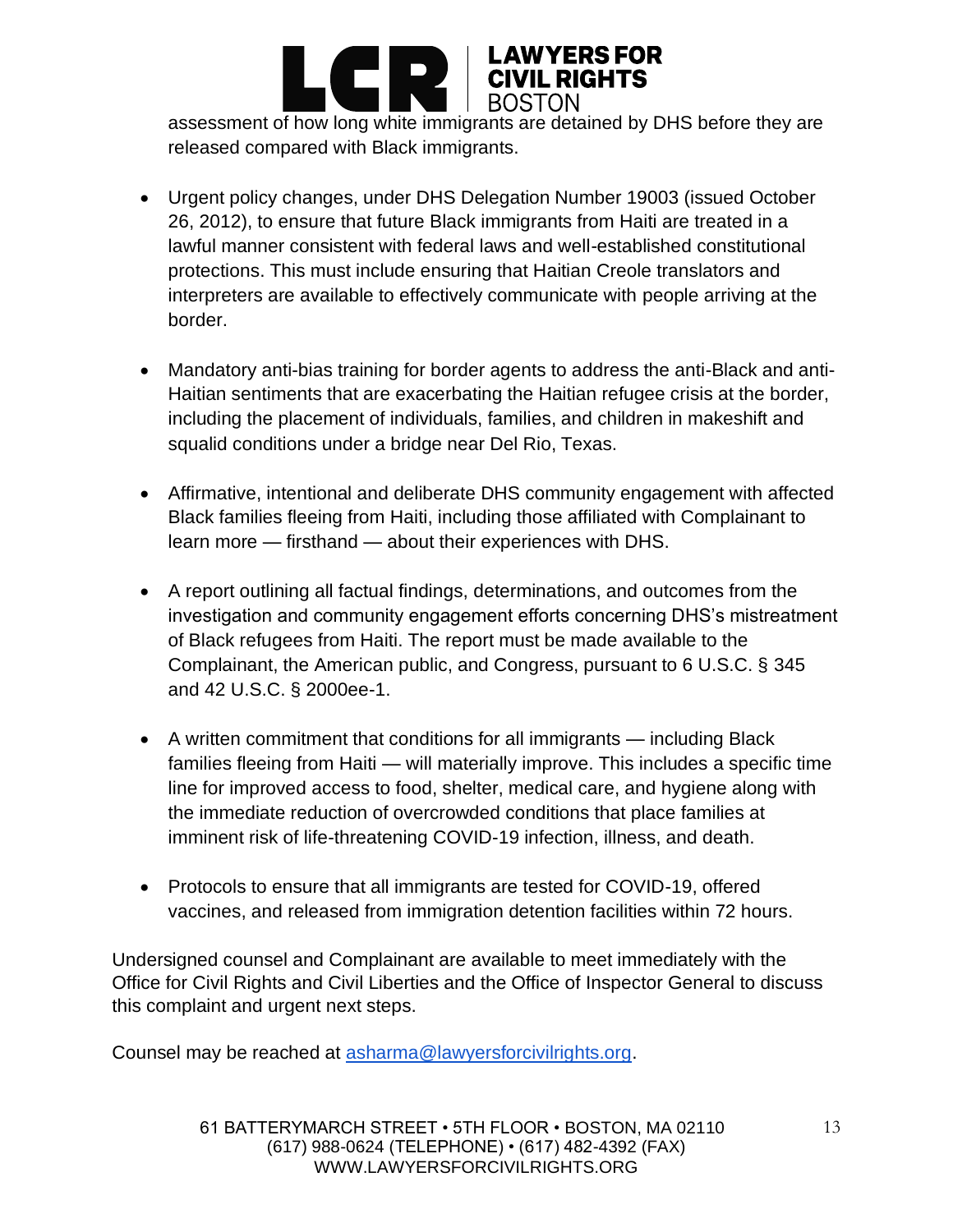assessment of how long white immigrants are detained by DHS before they are released compared with Black immigrants.

- Urgent policy changes, under DHS Delegation Number 19003 (issued October 26, 2012), to ensure that future Black immigrants from Haiti are treated in a lawful manner consistent with federal laws and well-established constitutional protections. This must include ensuring that Haitian Creole translators and interpreters are available to effectively communicate with people arriving at the border.

- Mandatory anti-bias training for border agents to address the anti-Black and anti-Haitian sentiments that are exacerbating the Haitian refugee crisis at the border, including the placement of individuals, families, and children in makeshift and squalid conditions under a bridge near Del Rio, Texas.

- Affirmative, intentional and deliberate DHS community engagement with affected Black families fleeing from Haiti, including those affiliated with Complainant to learn more — firsthand — about their experiences with DHS.

- A report outlining all factual findings, determinations, and outcomes from the investigation and community engagement efforts concerning DHS's mistreatment of Black refugees from Haiti. The report must be made available to the Complainant, the American public, and Congress, pursuant to 6 U.S.C. § 345 and 42 U.S.C. § 2000ee-1.

- A written commitment that conditions for all immigrants — including Black families fleeing from Haiti — will materially improve. This includes a specific time line for improved access to food, shelter, medical care, and hygiene along with the immediate reduction of overcrowded conditions that place families at imminent risk of life-threatening COVID-19 infection, illness, and death.

- Protocols to ensure that all immigrants are tested for COVID-19, offered vaccines, and released from immigration detention facilities within 72 hours.

Undersigned counsel and Complainant are available to meet immediately with the Office for Civil Rights and Civil Liberties and the Office of Inspector General to discuss this complaint and urgent next steps.

Counsel may be reached at asharma@lawyersforcivilrights.org.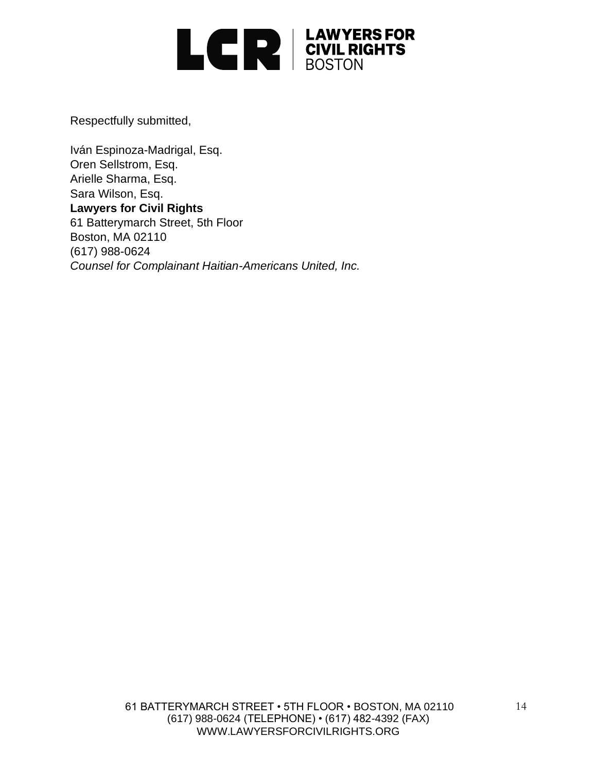Respectfully submitted,

Iván Espinoza-Madrigal, Esq.
Oren Sellstrom, Esq.
Arielle Sharma, Esq.
Sara Wilson, Esq.
**Lawyers for Civil Rights**
61 Batterymarch Street, 5th Floor
Boston, MA 02110
(617) 988-0624
*Counsel for Complainant Haitian-Americans United, Inc.*